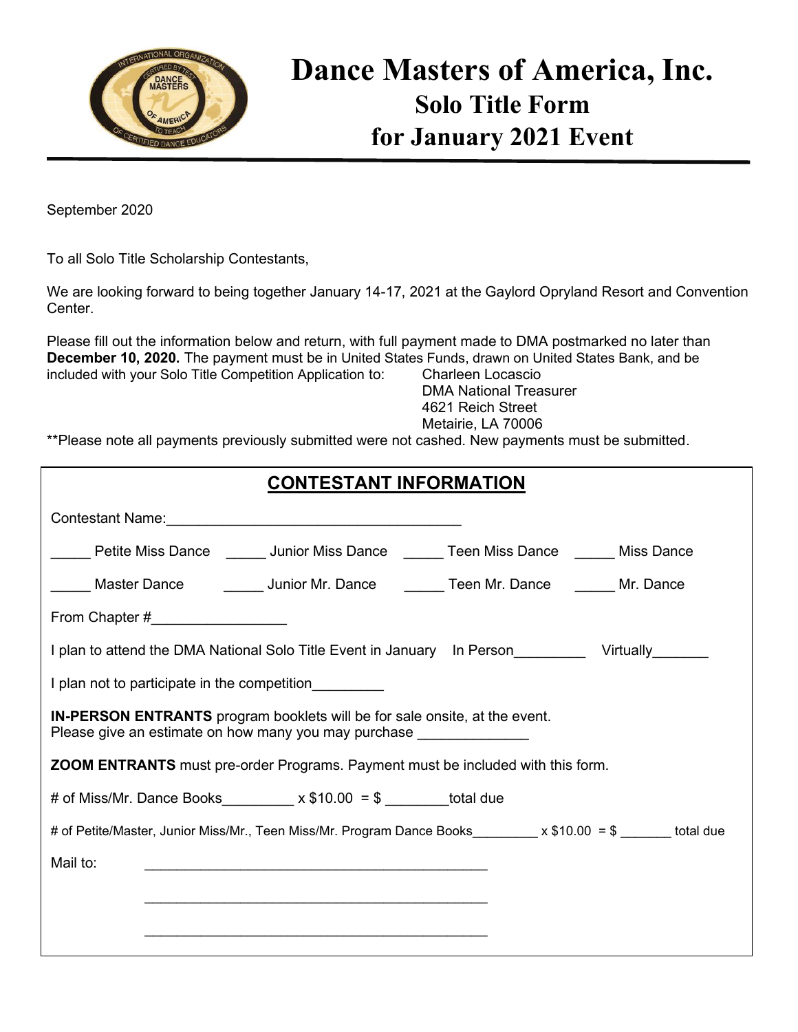# Dance Masters of America, Inc.

## Solo Title Form for January 2021 Event

September 2020

To all Solo Title Scholarship Contestants,

We are looking forward to being together January 14-17, 2021 at the Gaylord Opryland Resort and Convention Center.

Please fill out the information below and return, with full payment made to DMA postmarked no later than **December 10, 2020.** The payment must be in United States Funds, drawn on United States Bank, and be included with your Solo Title Competition Application to:

Charleen Locascio
DMA National Treasurer
4621 Reich Street
Metairie, LA 70006

**Please note all payments previously submitted were not cashed. New payments must be submitted.

## CONTESTANT INFORMATION

Contestant Name:____________________________________

_____ Petite Miss Dance _____ Junior Miss Dance _____ Teen Miss Dance _____ Miss Dance

_____ Master Dance _____ Junior Mr. Dance _____ Teen Mr. Dance _____ Mr. Dance

From Chapter #________________

I plan to attend the DMA National Solo Title Event in January In Person_________ Virtually_______

I plan not to participate in the competition_________

**IN-PERSON ENTRANTS** program booklets will be for sale onsite, at the event.
Please give an estimate on how many you may purchase _____________

**ZOOM ENTRANTS** must pre-order Programs. Payment must be included with this form.

# of Miss/Mr. Dance Books_________ x $10.00 = $ ________total due

# of Petite/Master, Junior Miss/Mr., Teen Miss/Mr. Program Dance Books_________ x $10.00 = $ _______ total due

Mail to: ___________________________________________

___________________________________________

___________________________________________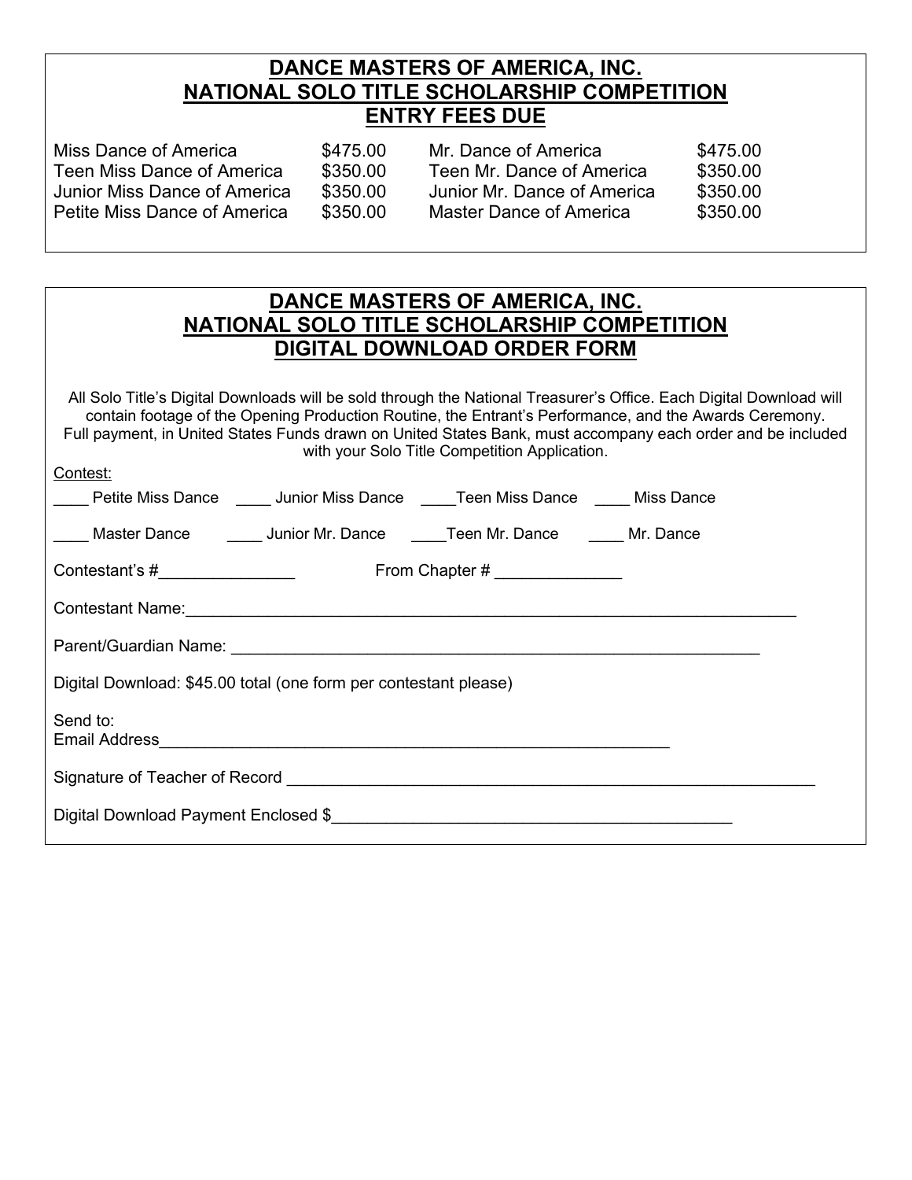## DANCE MASTERS OF AMERICA, INC.
## NATIONAL SOLO TITLE SCHOLARSHIP COMPETITION
## ENTRY FEES DUE

| | | | |
|---|---|---|---|
| Miss Dance of America | $475.00 | Mr. Dance of America | $475.00 |
| Teen Miss Dance of America | $350.00 | Teen Mr. Dance of America | $350.00 |
| Junior Miss Dance of America | $350.00 | Junior Mr. Dance of America | $350.00 |
| Petite Miss Dance of America | $350.00 | Master Dance of America | $350.00 |

## DANCE MASTERS OF AMERICA, INC.
## NATIONAL SOLO TITLE SCHOLARSHIP COMPETITION
## DIGITAL DOWNLOAD ORDER FORM

All Solo Title's Digital Downloads will be sold through the National Treasurer's Office. Each Digital Download will contain footage of the Opening Production Routine, the Entrant's Performance, and the Awards Ceremony. Full payment, in United States Funds drawn on United States Bank, must accompany each order and be included with your Solo Title Competition Application.

Contest:

____ Petite Miss Dance ____ Junior Miss Dance ____Teen Miss Dance ____ Miss Dance

____ Master Dance ____ Junior Mr. Dance ____Teen Mr. Dance ____ Mr. Dance

Contestant's #_______________ From Chapter # ______________

Contestant Name:______________________________________________________________________

Parent/Guardian Name: ______________________________________________________________

Digital Download: $45.00 total (one form per contestant please)

Send to:
Email Address____________________________________________________________

Signature of Teacher of Record ______________________________________________________________

Digital Download Payment Enclosed $____________________________________________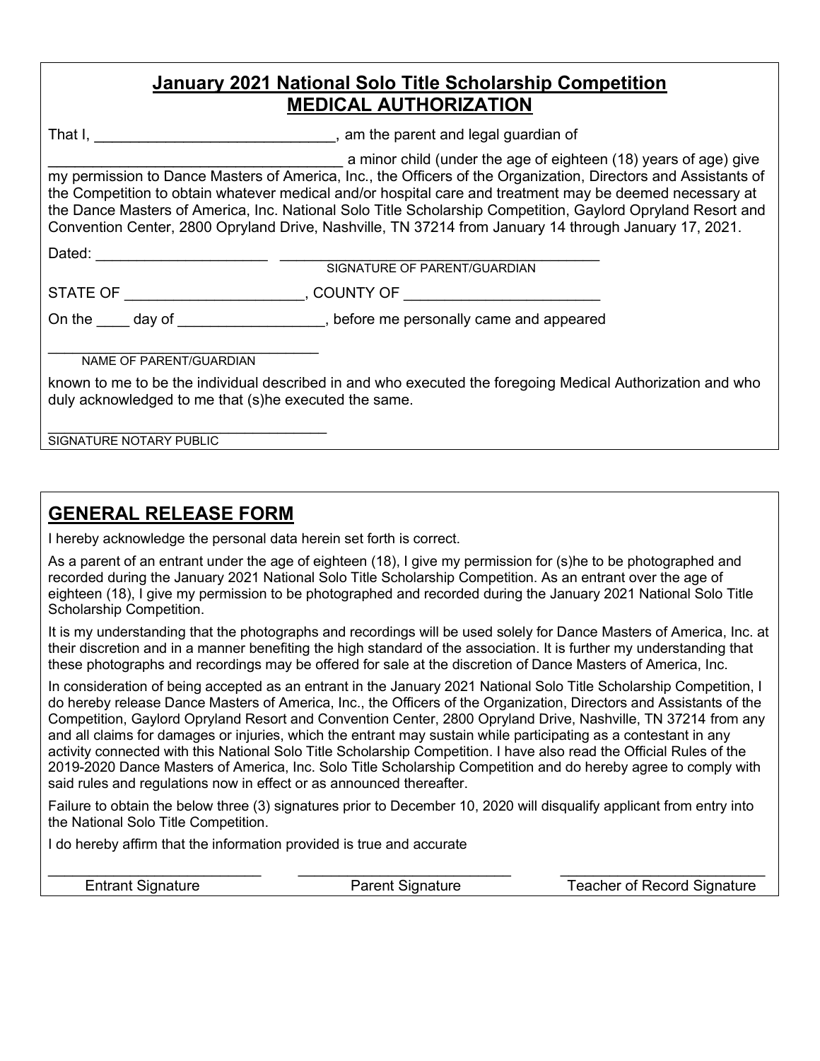## January 2021 National Solo Title Scholarship Competition
## MEDICAL AUTHORIZATION

That I, ______________________________, am the parent and legal guardian of

__________________________________ a minor child (under the age of eighteen (18) years of age) give my permission to Dance Masters of America, Inc., the Officers of the Organization, Directors and Assistants of the Competition to obtain whatever medical and/or hospital care and treatment may be deemed necessary at the Dance Masters of America, Inc. National Solo Title Scholarship Competition, Gaylord Opryland Resort and Convention Center, 2800 Opryland Drive, Nashville, TN 37214 from January 14 through January 17, 2021.

Dated: _____________________ ________________________________________
SIGNATURE OF PARENT/GUARDIAN

STATE OF ______________________, COUNTY OF ________________________

On the ____ day of __________________, before me personally came and appeared

__________________________________
NAME OF PARENT/GUARDIAN

known to me to be the individual described in and who executed the foregoing Medical Authorization and who duly acknowledged to me that (s)he executed the same.

__________________________________
SIGNATURE NOTARY PUBLIC

## GENERAL RELEASE FORM

I hereby acknowledge the personal data herein set forth is correct.

As a parent of an entrant under the age of eighteen (18), I give my permission for (s)he to be photographed and recorded during the January 2021 National Solo Title Scholarship Competition. As an entrant over the age of eighteen (18), I give my permission to be photographed and recorded during the January 2021 National Solo Title Scholarship Competition.

It is my understanding that the photographs and recordings will be used solely for Dance Masters of America, Inc. at their discretion and in a manner benefiting the high standard of the association. It is further my understanding that these photographs and recordings may be offered for sale at the discretion of Dance Masters of America, Inc.

In consideration of being accepted as an entrant in the January 2021 National Solo Title Scholarship Competition, I do hereby release Dance Masters of America, Inc., the Officers of the Organization, Directors and Assistants of the Competition, Gaylord Opryland Resort and Convention Center, 2800 Opryland Drive, Nashville, TN 37214 from any and all claims for damages or injuries, which the entrant may sustain while participating as a contestant in any activity connected with this National Solo Title Scholarship Competition. I have also read the Official Rules of the 2019-2020 Dance Masters of America, Inc. Solo Title Scholarship Competition and do hereby agree to comply with said rules and regulations now in effect or as announced thereafter.

Failure to obtain the below three (3) signatures prior to December 10, 2020 will disqualify applicant from entry into the National Solo Title Competition.

I do hereby affirm that the information provided is true and accurate

| __________________________ | __________________________ | __________________________ |
|---|---|---|
| Entrant Signature | Parent Signature | Teacher of Record Signature |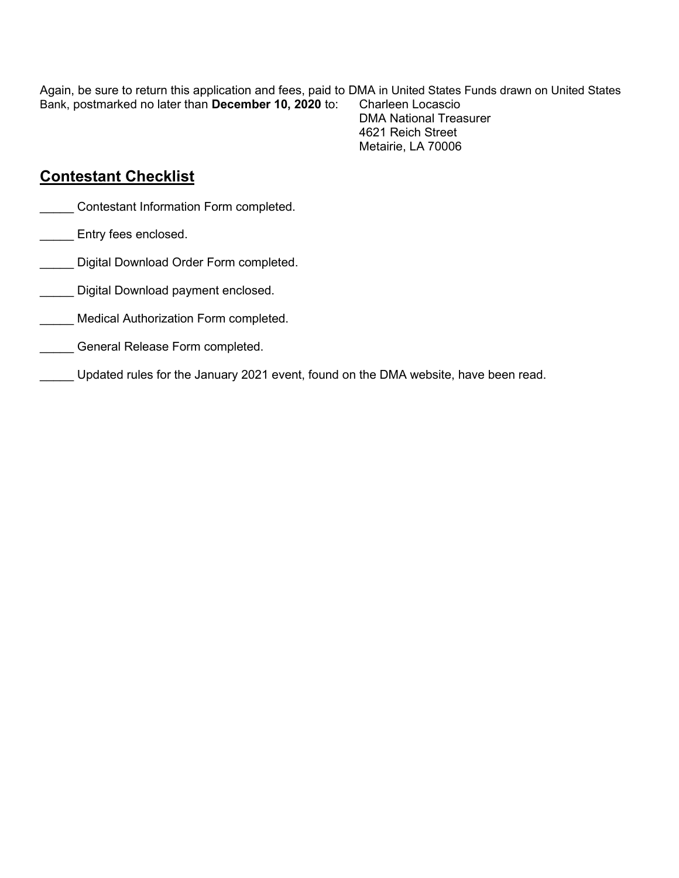Again, be sure to return this application and fees, paid to DMA in United States Funds drawn on United States Bank, postmarked no later than **December 10, 2020** to:

Charleen Locascio
DMA National Treasurer
4621 Reich Street
Metairie, LA 70006

## Contestant Checklist

_____ Contestant Information Form completed.

_____ Entry fees enclosed.

_____ Digital Download Order Form completed.

_____ Digital Download payment enclosed.

_____ Medical Authorization Form completed.

_____ General Release Form completed.

_____ Updated rules for the January 2021 event, found on the DMA website, have been read.